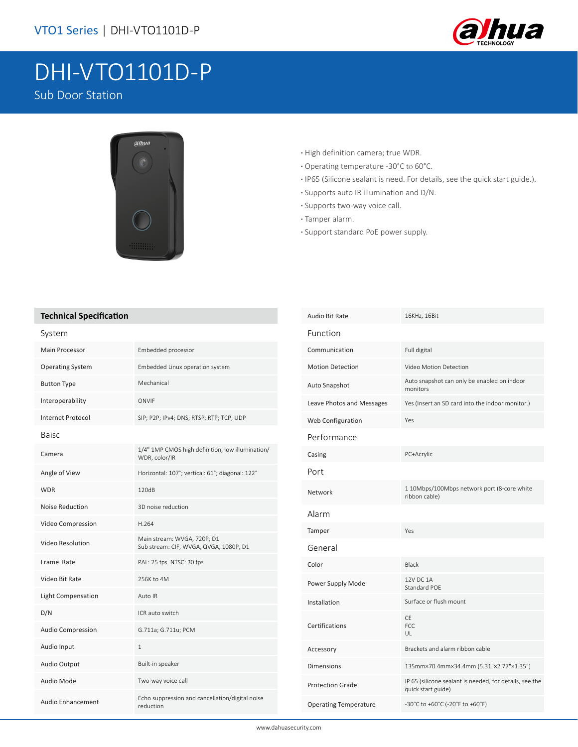# DHI-VTO1101D-P

## Sub Door Station

- High definition camera; true WDR.
- Operating temperature -30°C to 60°C.
- IP65 (Silicone sealant is need. For details, see the quick start guide.).
- Supports auto IR illumination and D/N.
- Supports two-way voice call.
- Tamper alarm.
- Support standard PoE power supply.

## Technical Specification

| Technical Specification | |
|---|---|
| **System** | |
| Main Processor | Embedded processor |
| Operating System | Embedded Linux operation system |
| Button Type | Mechanical |
| Interoperability | ONVIF |
| Internet Protocol | SIP; P2P; IPv4; DNS; RTSP; RTP; TCP; UDP |
| **Baisc** | |
| Camera | 1/4" 1MP CMOS high definition, low illumination/ WDR, color/IR |
| Angle of View | Horizontal: 107°; vertical: 61°; diagonal: 122° |
| WDR | 120dB |
| Noise Reduction | 3D noise reduction |
| Video Compression | H.264 |
| Video Resolution | Main stream: WVGA, 720P, D1<br>Sub stream: CIF, WVGA, QVGA, 1080P, D1 |
| Frame Rate | PAL: 25 fps NTSC: 30 fps |
| Video Bit Rate | 256K to 4M |
| Light Compensation | Auto IR |
| D/N | ICR auto switch |
| Audio Compression | G.711a; G.711u; PCM |
| Audio Input | 1 |
| Audio Output | Built-in speaker |
| Audio Mode | Two-way voice call |
| Audio Enhancement | Echo suppression and cancellation/digital noise reduction |
| Audio Bit Rate | 16KHz, 16Bit |
| **Function** | |
| Communication | Full digital |
| Motion Detection | Video Motion Detection |
| Auto Snapshot | Auto snapshot can only be enabled on indoor monitors |
| Leave Photos and Messages | Yes (Insert an SD card into the indoor monitor.) |
| Web Configuration | Yes |
| **Performance** | |
| Casing | PC+Acrylic |
| **Port** | |
| Network | 1 10Mbps/100Mbps network port (8-core white ribbon cable) |
| **Alarm** | |
| Tamper | Yes |
| **General** | |
| Color | Black |
| Power Supply Mode | 12V DC 1A<br>Standard POE |
| Installation | Surface or flush mount |
| Certifications | CE<br>FCC<br>UL |
| Accessory | Brackets and alarm ribbon cable |
| Dimensions | 135mm×70.4mm×34.4mm (5.31"×2.77"×1.35") |
| Protection Grade | IP 65 (silicone sealant is needed, for details, see the quick start guide) |
| Operating Temperature | -30°C to +60°C (-20°F to +60°F) |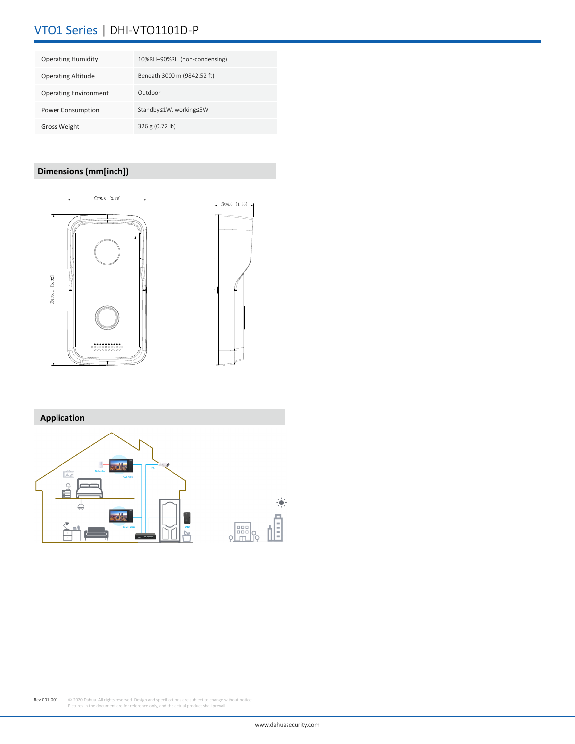| | |
|---|---|
| Operating Humidity | 10%RH–90%RH (non-condensing) |
| Operating Altitude | Beneath 3000 m (9842.52 ft) |
| Operating Environment | Outdoor |
| Power Consumption | Standby≤1W, working≤5W |
| Gross Weight | 326 g (0.72 lb) |

## Dimensions (mm[inch])

①70.6 [2.78]

②135.1 [5.32]

③34.6 [1.36]

## Application

Detector

Sub VTH

IPC

Main VTH

VTO

Rev 001.001

© 2020 Dahua. All rights reserved. Design and specifications are subject to change without notice.
Pictures in the document are for reference only, and the actual product shall prevail.

www.dahuasecurity.com